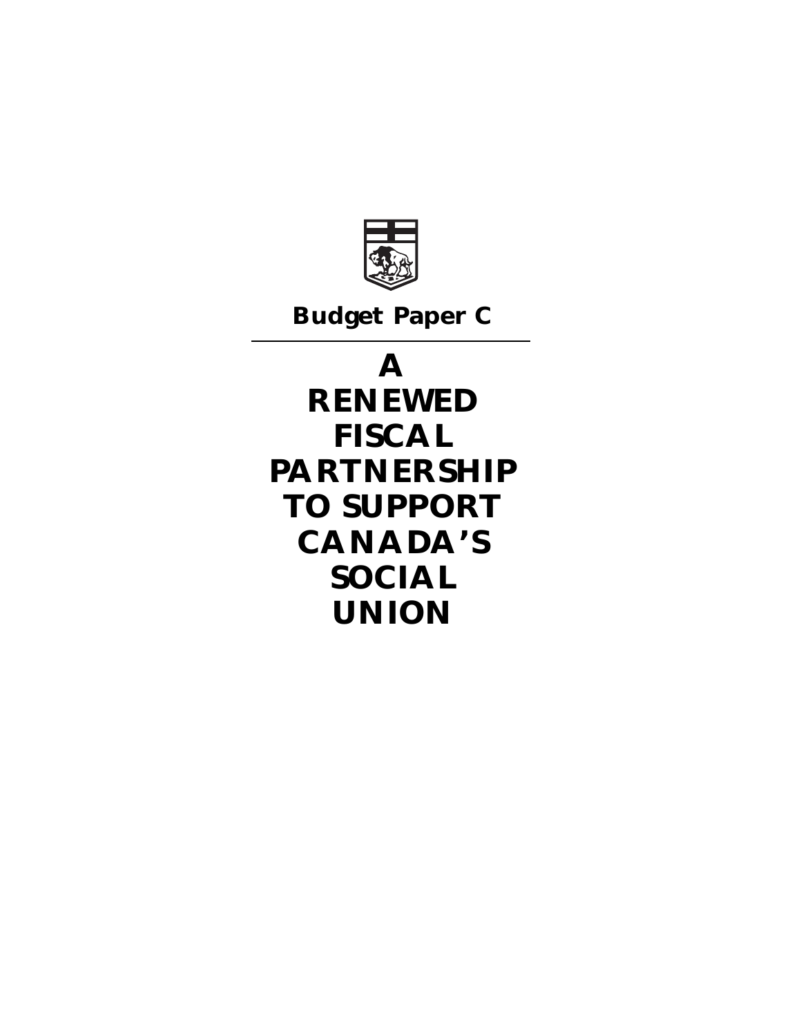**Budget Paper C**

---

# A RENEWED FISCAL PARTNERSHIP TO SUPPORT CANADA'S SOCIAL UNION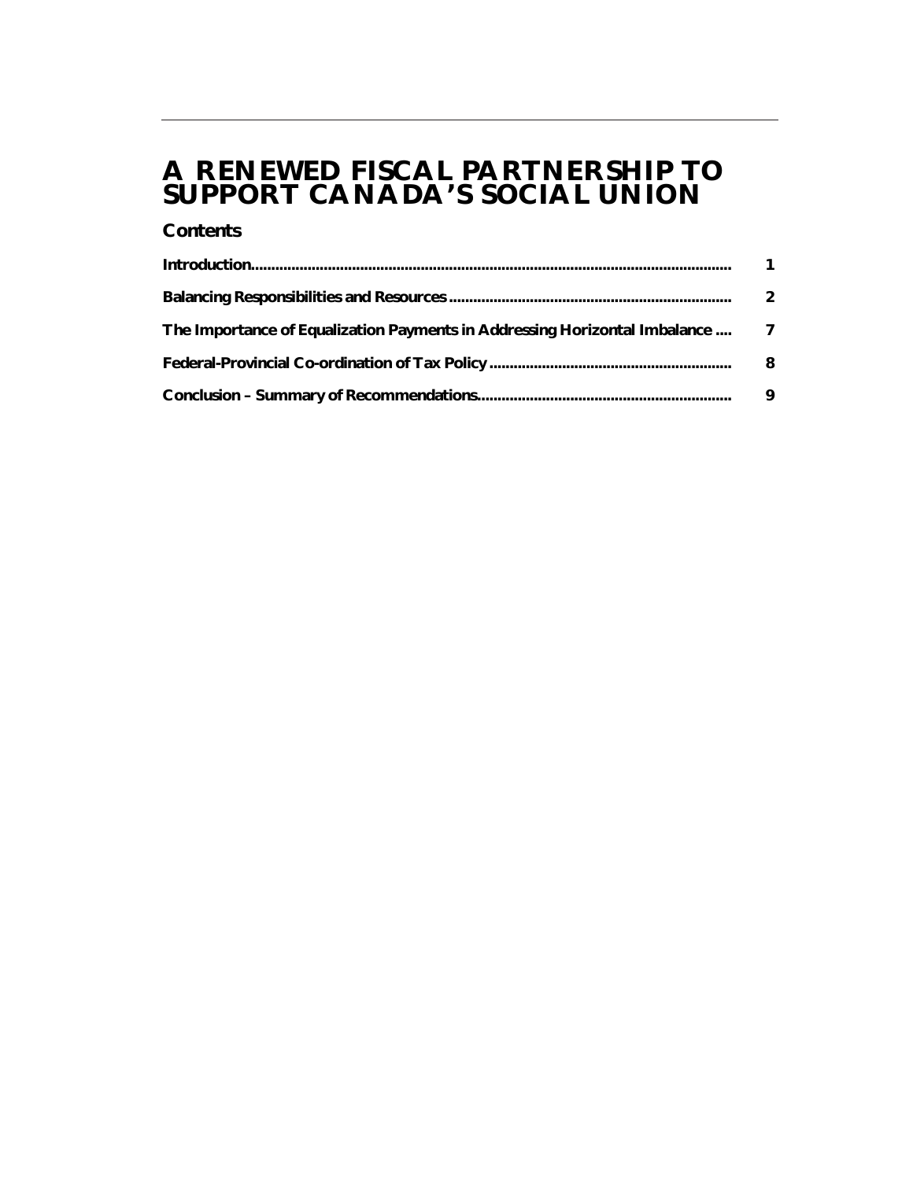# A RENEWED FISCAL PARTNERSHIP TO SUPPORT CANADA'S SOCIAL UNION

## Contents

| | |
|---|---|
| Introduction | 1 |
| Balancing Responsibilities and Resources | 2 |
| The Importance of Equalization Payments in Addressing Horizontal Imbalance | 7 |
| Federal-Provincial Co-ordination of Tax Policy | 8 |
| Conclusion – Summary of Recommendations | 9 |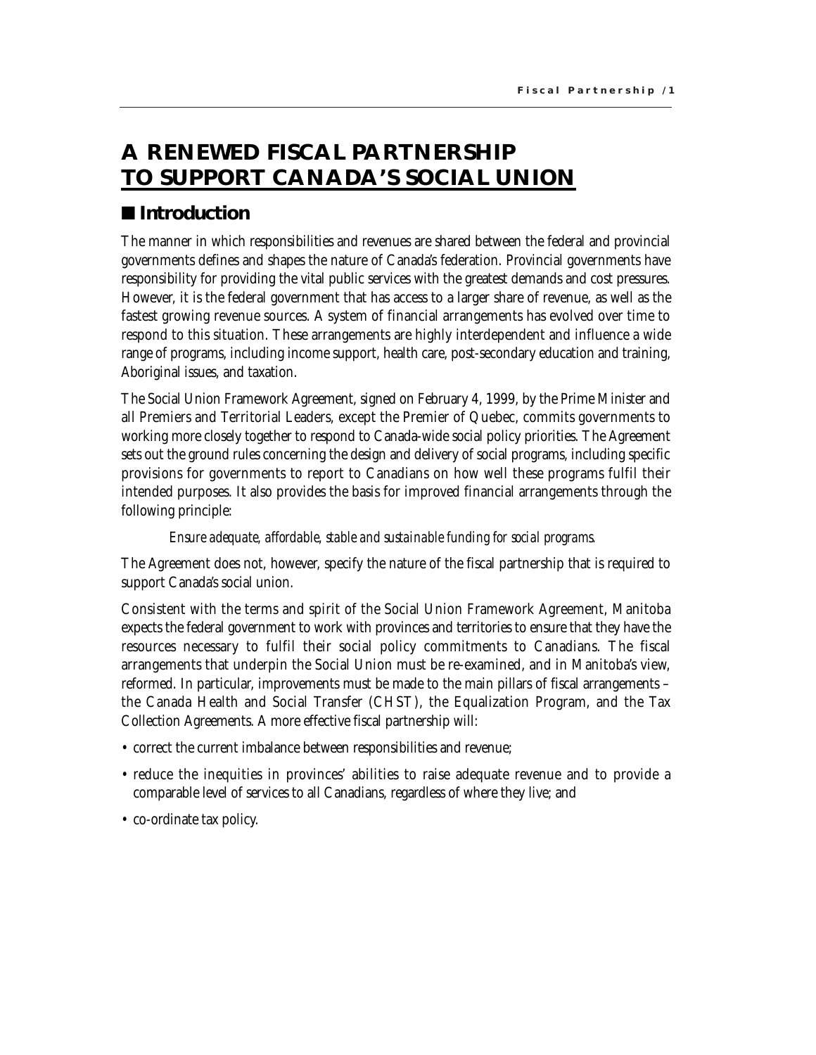# A RENEWED FISCAL PARTNERSHIP TO SUPPORT CANADA'S SOCIAL UNION

## ■ Introduction

The manner in which responsibilities and revenues are shared between the federal and provincial governments defines and shapes the nature of Canada's federation. Provincial governments have responsibility for providing the vital public services with the greatest demands and cost pressures. However, it is the federal government that has access to a larger share of revenue, as well as the fastest growing revenue sources. A system of financial arrangements has evolved over time to respond to this situation. These arrangements are highly interdependent and influence a wide range of programs, including income support, health care, post-secondary education and training, Aboriginal issues, and taxation.

The Social Union Framework Agreement, signed on February 4, 1999, by the Prime Minister and all Premiers and Territorial Leaders, except the Premier of Quebec, commits governments to working more closely together to respond to Canada-wide social policy priorities. The Agreement sets out the ground rules concerning the design and delivery of social programs, including specific provisions for governments to report to Canadians on how well these programs fulfil their intended purposes. It also provides the basis for improved financial arrangements through the following principle:

> *Ensure adequate, affordable, stable and sustainable funding for social programs.*

The Agreement does not, however, specify the nature of the fiscal partnership that is required to support Canada's social union.

Consistent with the terms and spirit of the Social Union Framework Agreement, Manitoba expects the federal government to work with provinces and territories to ensure that they have the resources necessary to fulfil their social policy commitments to Canadians. The fiscal arrangements that underpin the Social Union must be re-examined, and in Manitoba's view, reformed. In particular, improvements must be made to the main pillars of fiscal arrangements – the Canada Health and Social Transfer (CHST), the Equalization Program, and the Tax Collection Agreements. A more effective fiscal partnership will:

- correct the current imbalance between responsibilities and revenue;
- reduce the inequities in provinces' abilities to raise adequate revenue and to provide a comparable level of services to all Canadians, regardless of where they live; and
- co-ordinate tax policy.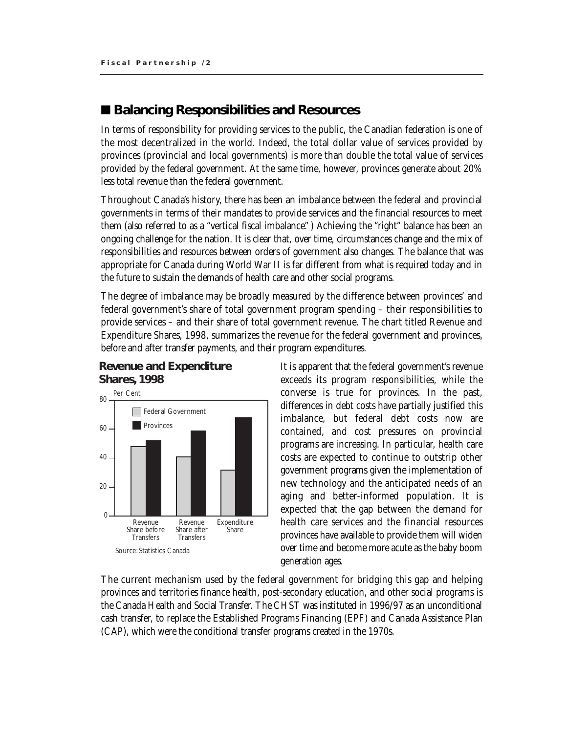## ■ Balancing Responsibilities and Resources

In terms of responsibility for providing services to the public, the Canadian federation is one of the most decentralized in the world. Indeed, the total dollar value of services provided by provinces (provincial and local governments) is more than double the total value of services provided by the federal government. At the same time, however, provinces generate about 20% less total revenue than the federal government.

Throughout Canada's history, there has been an imbalance between the federal and provincial governments in terms of their mandates to provide services and the financial resources to meet them (also referred to as a "vertical fiscal imbalance." ) Achieving the "right" balance has been an ongoing challenge for the nation. It is clear that, over time, circumstances change and the mix of responsibilities and resources between orders of government also changes. The balance that was appropriate for Canada during World War II is far different from what is required today and in the future to sustain the demands of health care and other social programs.

The degree of imbalance may be broadly measured by the difference between provinces' and federal government's share of total government program spending – their responsibilities to provide services – and their share of total government revenue. The chart titled Revenue and Expenditure Shares, 1998, summarizes the revenue for the federal government and provinces, before and after transfer payments, and their program expenditures.

**Revenue and Expenditure Shares, 1998**

Source: Statistics Canada

It is apparent that the federal government's revenue exceeds its program responsibilities, while the converse is true for provinces. In the past, differences in debt costs have partially justified this imbalance, but federal debt costs now are contained, and cost pressures on provincial programs are increasing. In particular, health care costs are expected to continue to outstrip other government programs given the implementation of new technology and the anticipated needs of an aging and better-informed population. It is expected that the gap between the demand for health care services and the financial resources provinces have available to provide them will widen over time and become more acute as the baby boom generation ages.

The current mechanism used by the federal government for bridging this gap and helping provinces and territories finance health, post-secondary education, and other social programs is the Canada Health and Social Transfer. The CHST was instituted in 1996/97 as an unconditional cash transfer, to replace the Established Programs Financing (EPF) and Canada Assistance Plan (CAP), which were the conditional transfer programs created in the 1970s.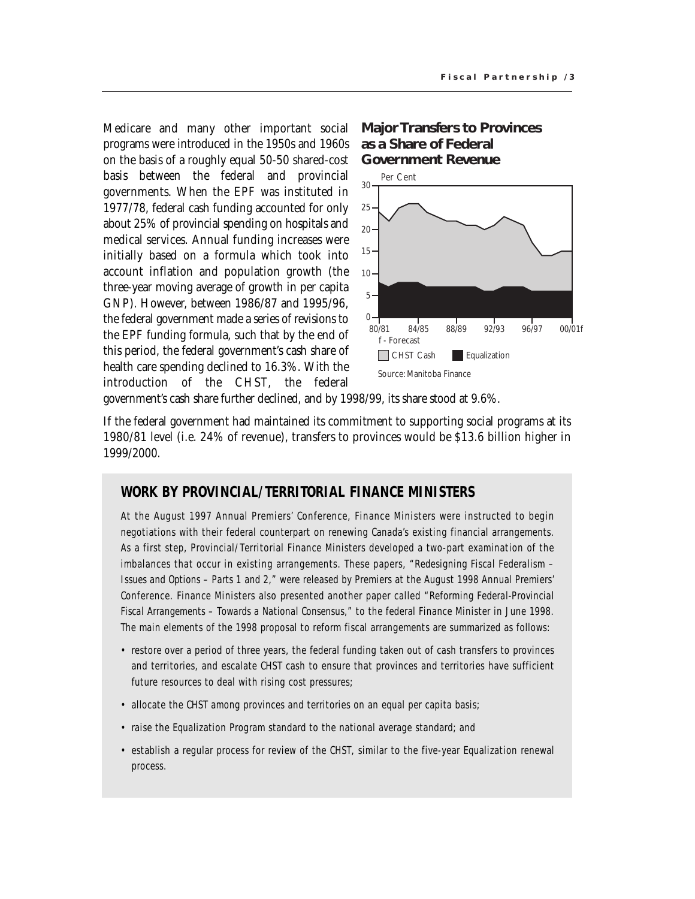Medicare and many other important social programs were introduced in the 1950s and 1960s on the basis of a roughly equal 50-50 shared-cost basis between the federal and provincial governments. When the EPF was instituted in 1977/78, federal cash funding accounted for only about 25% of provincial spending on hospitals and medical services. Annual funding increases were initially based on a formula which took into account inflation and population growth (the three-year moving average of growth in per capita GNP). However, between 1986/87 and 1995/96, the federal government made a series of revisions to the EPF funding formula, such that by the end of this period, the federal government's cash share of health care spending declined to 16.3%. With the introduction of the CHST, the federal government's cash share further declined, and by 1998/99, its share stood at 9.6%.

**Major Transfers to Provinces as a Share of Federal Government Revenue**

f - Forecast

Source: Manitoba Finance

If the federal government had maintained its commitment to supporting social programs at its 1980/81 level (i.e. 24% of revenue), transfers to provinces would be $13.6 billion higher in 1999/2000.

## WORK BY PROVINCIAL/TERRITORIAL FINANCE MINISTERS

At the August 1997 Annual Premiers' Conference, Finance Ministers were instructed to begin negotiations with their federal counterpart on renewing Canada's existing financial arrangements. As a first step, Provincial/Territorial Finance Ministers developed a two-part examination of the imbalances that occur in existing arrangements. These papers, "Redesigning Fiscal Federalism – Issues and Options – Parts 1 and 2," were released by Premiers at the August 1998 Annual Premiers' Conference. Finance Ministers also presented another paper called "Reforming Federal-Provincial Fiscal Arrangements – Towards a National Consensus," to the federal Finance Minister in June 1998. The main elements of the 1998 proposal to reform fiscal arrangements are summarized as follows:

- restore over a period of three years, the federal funding taken out of cash transfers to provinces and territories, and escalate CHST cash to ensure that provinces and territories have sufficient future resources to deal with rising cost pressures;
- allocate the CHST among provinces and territories on an equal per capita basis;
- raise the Equalization Program standard to the national average standard; and
- establish a regular process for review of the CHST, similar to the five-year Equalization renewal process.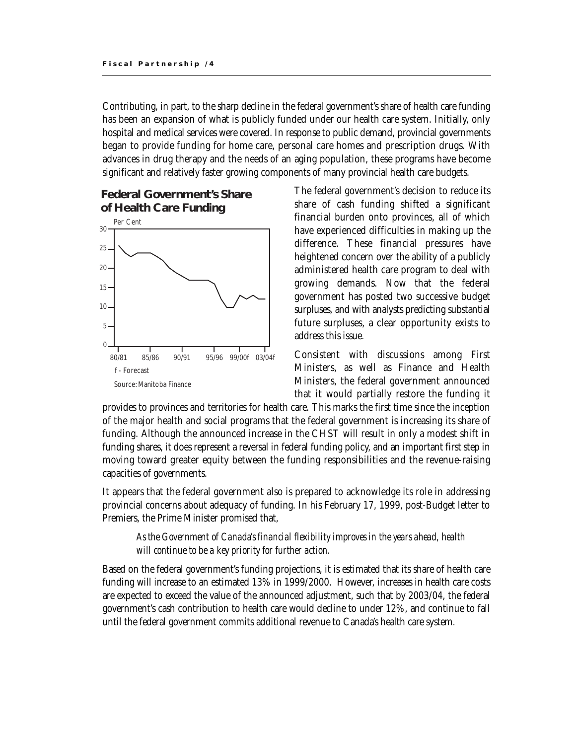Contributing, in part, to the sharp decline in the federal government's share of health care funding has been an expansion of what is publicly funded under our health care system. Initially, only hospital and medical services were covered. In response to public demand, provincial governments began to provide funding for home care, personal care homes and prescription drugs. With advances in drug therapy and the needs of an aging population, these programs have become significant and relatively faster growing components of many provincial health care budgets.

**Federal Government's Share of Health Care Funding**

f - Forecast

Source: Manitoba Finance

The federal government's decision to reduce its share of cash funding shifted a significant financial burden onto provinces, all of which have experienced difficulties in making up the difference. These financial pressures have heightened concern over the ability of a publicly administered health care program to deal with growing demands. Now that the federal government has posted two successive budget surpluses, and with analysts predicting substantial future surpluses, a clear opportunity exists to address this issue.

Consistent with discussions among First Ministers, as well as Finance and Health Ministers, the federal government announced that it would partially restore the funding it provides to provinces and territories for health care. This marks the first time since the inception of the major health and social programs that the federal government is increasing its share of funding. Although the announced increase in the CHST will result in only a modest shift in funding shares, it does represent a reversal in federal funding policy, and an important first step in moving toward greater equity between the funding responsibilities and the revenue-raising capacities of governments.

It appears that the federal government also is prepared to acknowledge its role in addressing provincial concerns about adequacy of funding. In his February 17, 1999, post-Budget letter to Premiers, the Prime Minister promised that,

> *As the Government of Canada's financial flexibility improves in the years ahead, health will continue to be a key priority for further action.*

Based on the federal government's funding projections, it is estimated that its share of health care funding will increase to an estimated 13% in 1999/2000. However, increases in health care costs are expected to exceed the value of the announced adjustment, such that by 2003/04, the federal government's cash contribution to health care would decline to under 12%, and continue to fall until the federal government commits additional revenue to Canada's health care system.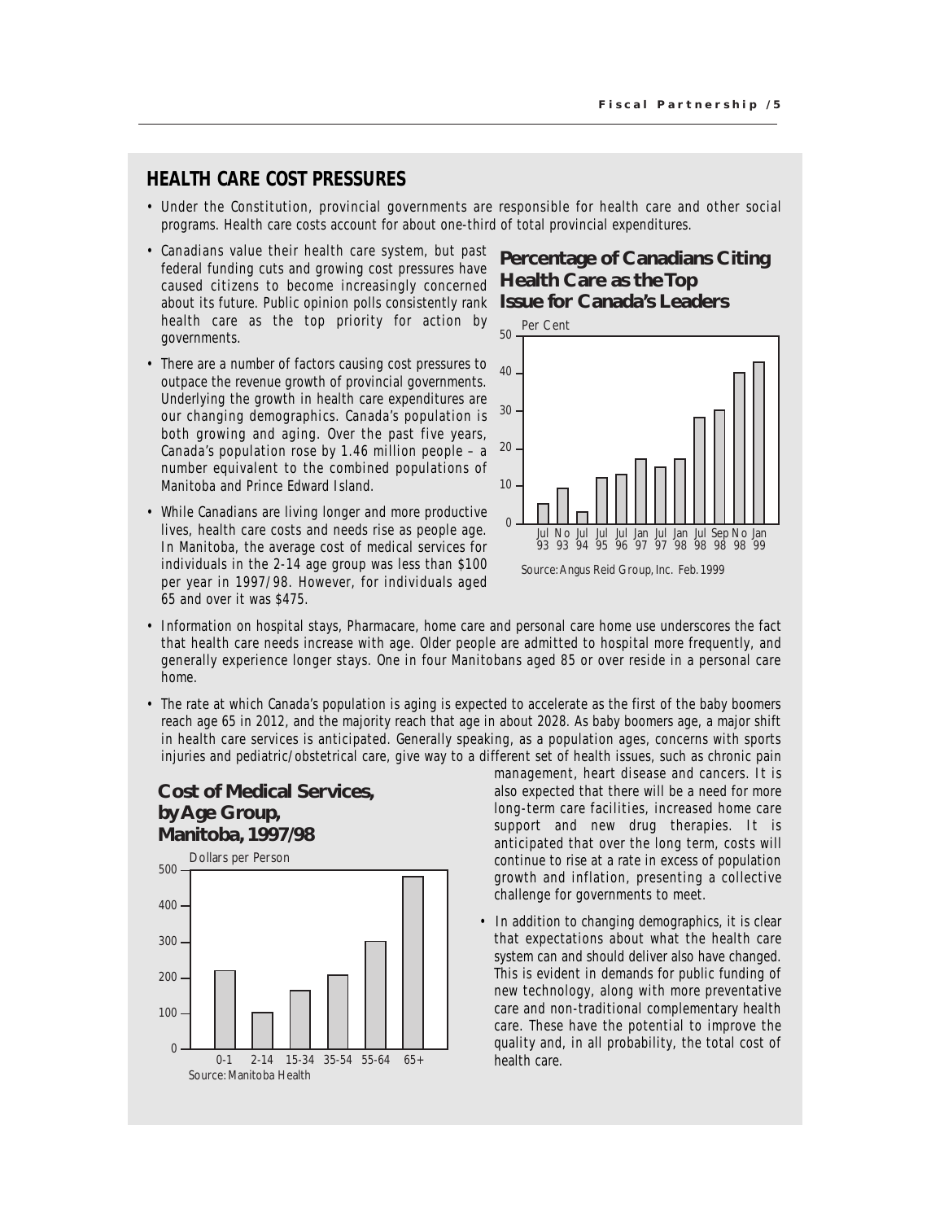## HEALTH CARE COST PRESSURES

- Under the Constitution, provincial governments are responsible for health care and other social programs. Health care costs account for about one-third of total provincial expenditures.
- Canadians value their health care system, but past federal funding cuts and growing cost pressures have caused citizens to become increasingly concerned about its future. Public opinion polls consistently rank health care as the top priority for action by governments.
- There are a number of factors causing cost pressures to outpace the revenue growth of provincial governments. Underlying the growth in health care expenditures are our changing demographics. Canada's population is both growing and aging. Over the past five years, Canada's population rose by 1.46 million people – a number equivalent to the combined populations of Manitoba and Prince Edward Island.
- While Canadians are living longer and more productive lives, health care costs and needs rise as people age. In Manitoba, the average cost of medical services for individuals in the 2-14 age group was less than $100 per year in 1997/98. However, for individuals aged 65 and over it was $475.

**Percentage of Canadians Citing Health Care as the Top Issue for Canada's Leaders**

Per Cent

Jul 93, No 93, Jul 94, Jul 95, Jul 96, Jan 97, Jul 97, Jan 98, Jul 98, Sep 98, No 98, Jan 99

Source: Angus Reid Group, Inc. Feb. 1999

- Information on hospital stays, Pharmacare, home care and personal care home use underscores the fact that health care needs increase with age. Older people are admitted to hospital more frequently, and generally experience longer stays. One in four Manitobans aged 85 or over reside in a personal care home.
- The rate at which Canada's population is aging is expected to accelerate as the first of the baby boomers reach age 65 in 2012, and the majority reach that age in about 2028. As baby boomers age, a major shift in health care services is anticipated. Generally speaking, as a population ages, concerns with sports injuries and pediatric/obstetrical care, give way to a different set of health issues, such as chronic pain management, heart disease and cancers. It is also expected that there will be a need for more long-term care facilities, increased home care support and new drug therapies. It is anticipated that over the long term, costs will continue to rise at a rate in excess of population growth and inflation, presenting a collective challenge for governments to meet.
- In addition to changing demographics, it is clear that expectations about what the health care system can and should deliver also have changed. This is evident in demands for public funding of new technology, along with more preventative care and non-traditional complementary health care. These have the potential to improve the quality and, in all probability, the total cost of health care.

**Cost of Medical Services, by Age Group, Manitoba, 1997/98**

Dollars per Person

0-1, 2-14, 15-34, 35-54, 55-64, 65+

Source: Manitoba Health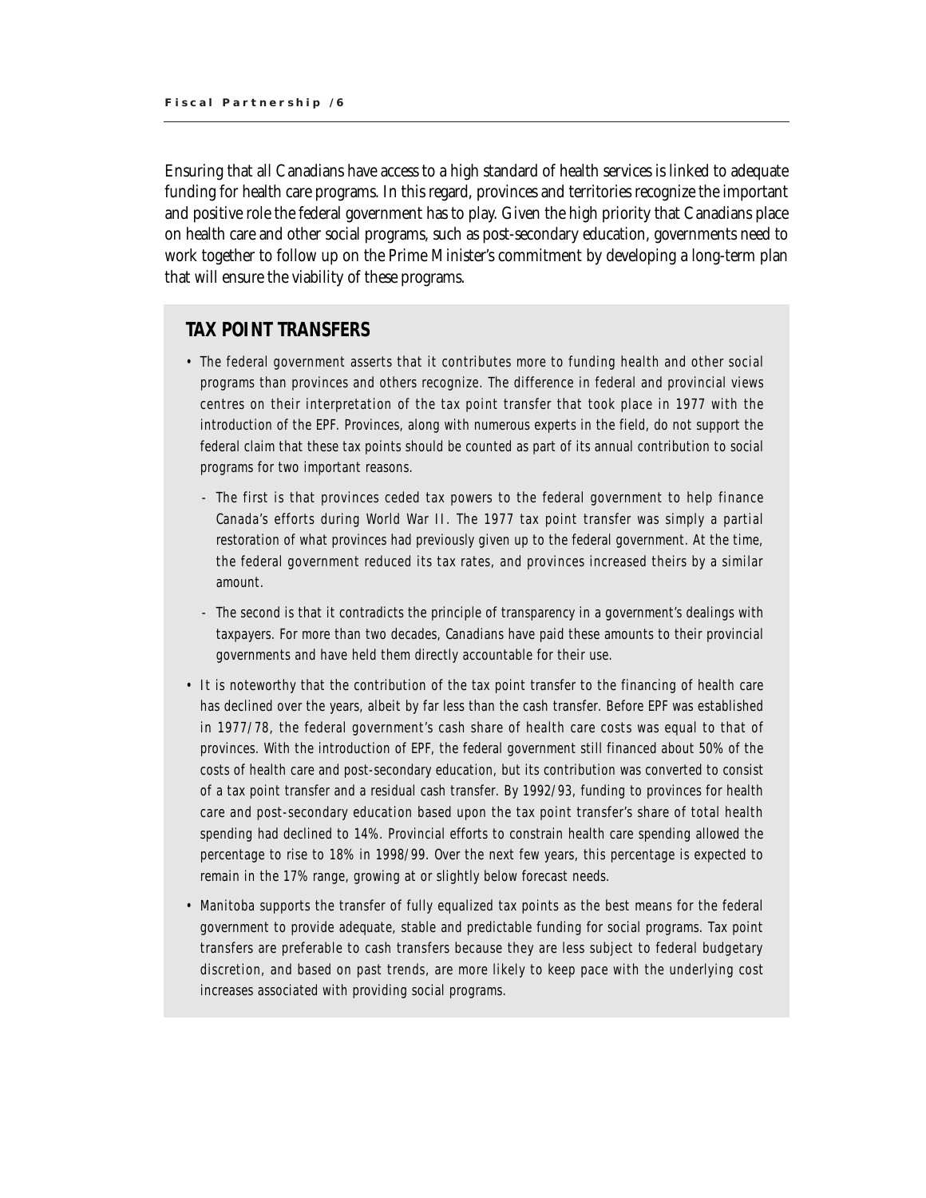Ensuring that all Canadians have access to a high standard of health services is linked to adequate funding for health care programs. In this regard, provinces and territories recognize the important and positive role the federal government has to play. Given the high priority that Canadians place on health care and other social programs, such as post-secondary education, governments need to work together to follow up on the Prime Minister's commitment by developing a long-term plan that will ensure the viability of these programs.

## TAX POINT TRANSFERS

- The federal government asserts that it contributes more to funding health and other social programs than provinces and others recognize. The difference in federal and provincial views centres on their interpretation of the tax point transfer that took place in 1977 with the introduction of the EPF. Provinces, along with numerous experts in the field, do not support the federal claim that these tax points should be counted as part of its annual contribution to social programs for two important reasons.
  - The first is that provinces ceded tax powers to the federal government to help finance Canada's efforts during World War II. The 1977 tax point transfer was simply a partial restoration of what provinces had previously given up to the federal government. At the time, the federal government reduced its tax rates, and provinces increased theirs by a similar amount.
  - The second is that it contradicts the principle of transparency in a government's dealings with taxpayers. For more than two decades, Canadians have paid these amounts to their provincial governments and have held them directly accountable for their use.
- It is noteworthy that the contribution of the tax point transfer to the financing of health care has declined over the years, albeit by far less than the cash transfer. Before EPF was established in 1977/78, the federal government's cash share of health care costs was equal to that of provinces. With the introduction of EPF, the federal government still financed about 50% of the costs of health care and post-secondary education, but its contribution was converted to consist of a tax point transfer and a residual cash transfer. By 1992/93, funding to provinces for health care and post-secondary education based upon the tax point transfer's share of total health spending had declined to 14%. Provincial efforts to constrain health care spending allowed the percentage to rise to 18% in 1998/99. Over the next few years, this percentage is expected to remain in the 17% range, growing at or slightly below forecast needs.
- Manitoba supports the transfer of fully equalized tax points as the best means for the federal government to provide adequate, stable and predictable funding for social programs. Tax point transfers are preferable to cash transfers because they are less subject to federal budgetary discretion, and based on past trends, are more likely to keep pace with the underlying cost increases associated with providing social programs.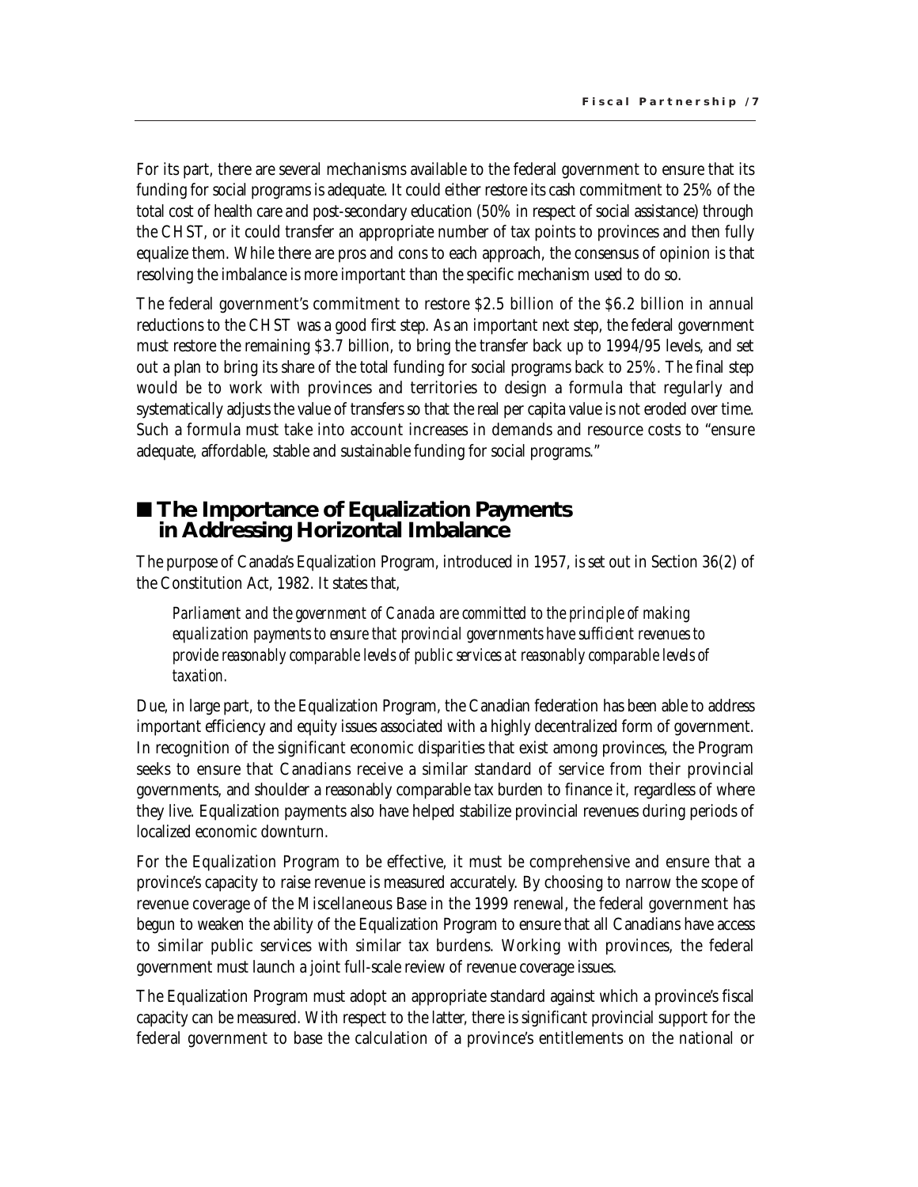For its part, there are several mechanisms available to the federal government to ensure that its funding for social programs is adequate. It could either restore its cash commitment to 25% of the total cost of health care and post-secondary education (50% in respect of social assistance) through the CHST, or it could transfer an appropriate number of tax points to provinces and then fully equalize them. While there are pros and cons to each approach, the consensus of opinion is that resolving the imbalance is more important than the specific mechanism used to do so.

The federal government's commitment to restore $2.5 billion of the $6.2 billion in annual reductions to the CHST was a good first step. As an important next step, the federal government must restore the remaining $3.7 billion, to bring the transfer back up to 1994/95 levels, and set out a plan to bring its share of the total funding for social programs back to 25%. The final step would be to work with provinces and territories to design a formula that regularly and systematically adjusts the value of transfers so that the real per capita value is not eroded over time. Such a formula must take into account increases in demands and resource costs to "ensure adequate, affordable, stable and sustainable funding for social programs."

## ■ The Importance of Equalization Payments in Addressing Horizontal Imbalance

The purpose of Canada's Equalization Program, introduced in 1957, is set out in Section 36(2) of the Constitution Act, 1982. It states that,

> *Parliament and the government of Canada are committed to the principle of making equalization payments to ensure that provincial governments have sufficient revenues to provide reasonably comparable levels of public services at reasonably comparable levels of taxation.*

Due, in large part, to the Equalization Program, the Canadian federation has been able to address important efficiency and equity issues associated with a highly decentralized form of government. In recognition of the significant economic disparities that exist among provinces, the Program seeks to ensure that Canadians receive a similar standard of service from their provincial governments, and shoulder a reasonably comparable tax burden to finance it, regardless of where they live. Equalization payments also have helped stabilize provincial revenues during periods of localized economic downturn.

For the Equalization Program to be effective, it must be comprehensive and ensure that a province's capacity to raise revenue is measured accurately. By choosing to narrow the scope of revenue coverage of the Miscellaneous Base in the 1999 renewal, the federal government has begun to weaken the ability of the Equalization Program to ensure that all Canadians have access to similar public services with similar tax burdens. Working with provinces, the federal government must launch a joint full-scale review of revenue coverage issues.

The Equalization Program must adopt an appropriate standard against which a province's fiscal capacity can be measured. With respect to the latter, there is significant provincial support for the federal government to base the calculation of a province's entitlements on the national or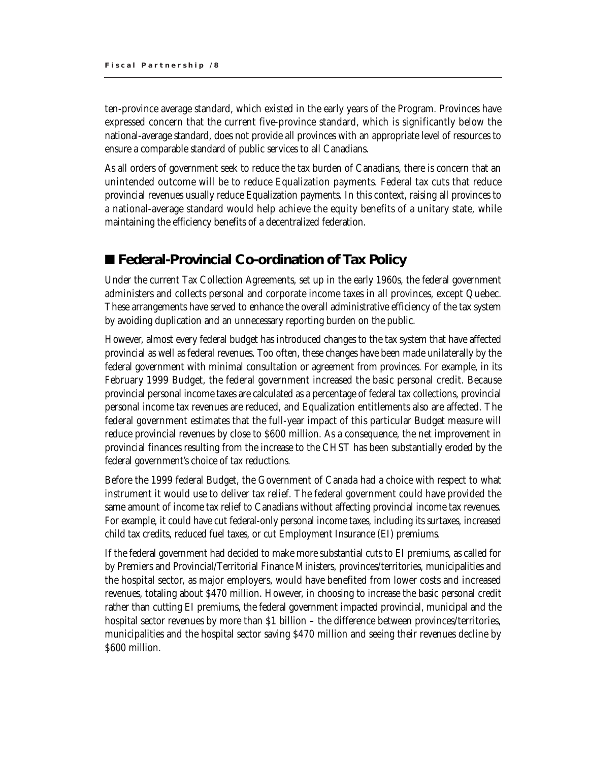ten-province average standard, which existed in the early years of the Program. Provinces have expressed concern that the current five-province standard, which is significantly below the national-average standard, does not provide all provinces with an appropriate level of resources to ensure a comparable standard of public services to all Canadians.

As all orders of government seek to reduce the tax burden of Canadians, there is concern that an unintended outcome will be to reduce Equalization payments. Federal tax cuts that reduce provincial revenues usually reduce Equalization payments. In this context, raising all provinces to a national-average standard would help achieve the equity benefits of a unitary state, while maintaining the efficiency benefits of a decentralized federation.

## ■ Federal-Provincial Co-ordination of Tax Policy

Under the current Tax Collection Agreements, set up in the early 1960s, the federal government administers and collects personal and corporate income taxes in all provinces, except Quebec. These arrangements have served to enhance the overall administrative efficiency of the tax system by avoiding duplication and an unnecessary reporting burden on the public.

However, almost every federal budget has introduced changes to the tax system that have affected provincial as well as federal revenues. Too often, these changes have been made unilaterally by the federal government with minimal consultation or agreement from provinces. For example, in its February 1999 Budget, the federal government increased the basic personal credit. Because provincial personal income taxes are calculated as a percentage of federal tax collections, provincial personal income tax revenues are reduced, and Equalization entitlements also are affected. The federal government estimates that the full-year impact of this particular Budget measure will reduce provincial revenues by close to $600 million. As a consequence, the net improvement in provincial finances resulting from the increase to the CHST has been substantially eroded by the federal government's choice of tax reductions.

Before the 1999 federal Budget, the Government of Canada had a choice with respect to what instrument it would use to deliver tax relief. The federal government could have provided the same amount of income tax relief to Canadians without affecting provincial income tax revenues. For example, it could have cut federal-only personal income taxes, including its surtaxes, increased child tax credits, reduced fuel taxes, or cut Employment Insurance (EI) premiums.

If the federal government had decided to make more substantial cuts to EI premiums, as called for by Premiers and Provincial/Territorial Finance Ministers, provinces/territories, municipalities and the hospital sector, as major employers, would have benefited from lower costs and increased revenues, totaling about $470 million. However, in choosing to increase the basic personal credit rather than cutting EI premiums, the federal government impacted provincial, municipal and the hospital sector revenues by more than $1 billion – the difference between provinces/territories, municipalities and the hospital sector saving $470 million and seeing their revenues decline by $600 million.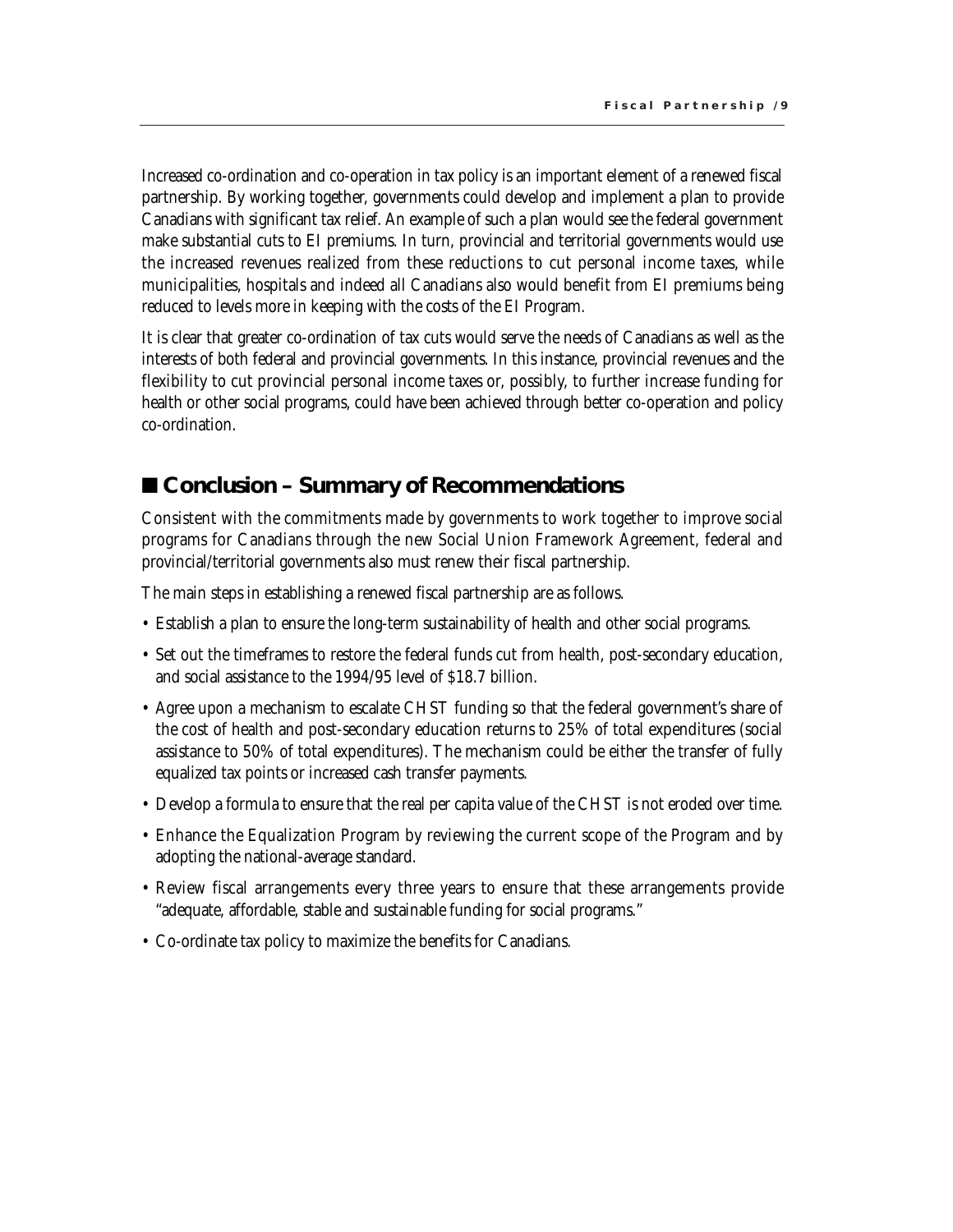Increased co-ordination and co-operation in tax policy is an important element of a renewed fiscal partnership. By working together, governments could develop and implement a plan to provide Canadians with significant tax relief. An example of such a plan would see the federal government make substantial cuts to EI premiums. In turn, provincial and territorial governments would use the increased revenues realized from these reductions to cut personal income taxes, while municipalities, hospitals and indeed all Canadians also would benefit from EI premiums being reduced to levels more in keeping with the costs of the EI Program.

It is clear that greater co-ordination of tax cuts would serve the needs of Canadians as well as the interests of both federal and provincial governments. In this instance, provincial revenues and the flexibility to cut provincial personal income taxes or, possibly, to further increase funding for health or other social programs, could have been achieved through better co-operation and policy co-ordination.

## ■ Conclusion – Summary of Recommendations

Consistent with the commitments made by governments to work together to improve social programs for Canadians through the new Social Union Framework Agreement, federal and provincial/territorial governments also must renew their fiscal partnership.

The main steps in establishing a renewed fiscal partnership are as follows.

- Establish a plan to ensure the long-term sustainability of health and other social programs.
- Set out the timeframes to restore the federal funds cut from health, post-secondary education, and social assistance to the 1994/95 level of $18.7 billion.
- Agree upon a mechanism to escalate CHST funding so that the federal government's share of the cost of health and post-secondary education returns to 25% of total expenditures (social assistance to 50% of total expenditures). The mechanism could be either the transfer of fully equalized tax points or increased cash transfer payments.
- Develop a formula to ensure that the real per capita value of the CHST is not eroded over time.
- Enhance the Equalization Program by reviewing the current scope of the Program and by adopting the national-average standard.
- Review fiscal arrangements every three years to ensure that these arrangements provide "adequate, affordable, stable and sustainable funding for social programs."
- Co-ordinate tax policy to maximize the benefits for Canadians.